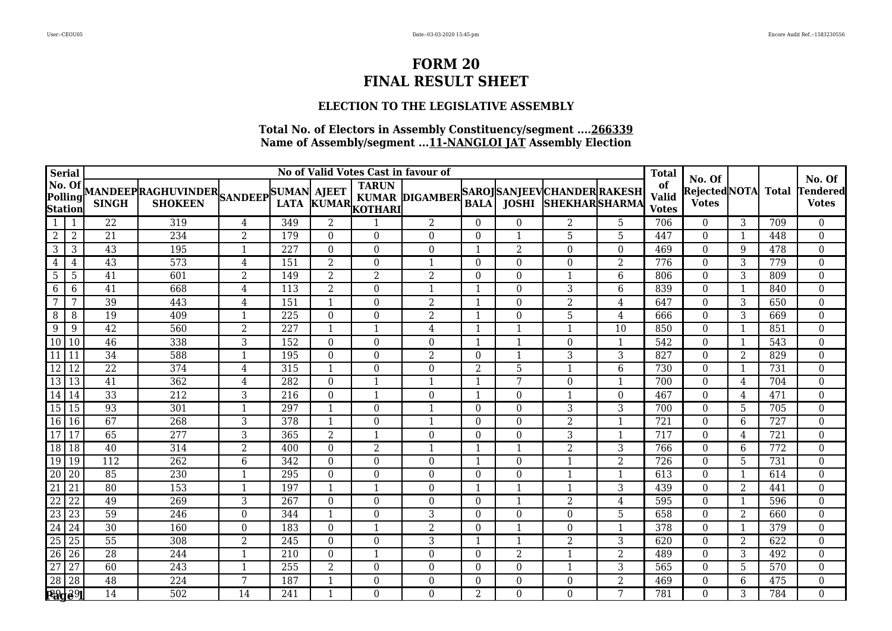# FORM 20
# FINAL RESULT SHEET

### ELECTION TO THE LEGISLATIVE ASSEMBLY

**Total No. of Electors in Assembly Constituency/segment ....266339**
**Name of Assembly/segment ...11-NANGLOI JAT Assembly Election**

| Serial No. Of Polling Station | | No of Valid Votes Cast in favour of | | | | | | | | | | | Total of Valid Votes | No. Of Rejected Votes | NOTA | Total | No. Of Tendered Votes |
|---|---|---|---|---|---|---|---|---|---|---|---|---|---|---|---|---|---|
| | | MANDEEP SINGH | RAGHUVINDER SHOKEEN | SANDEEP | SUMAN LATA | AJEET KUMAR | TARUN KUMAR KOTHARI | DIGAMBER | SAROJ BALA | SANJEEV JOSHI | CHANDER SHEKHAR | RAKESH SHARMA | | | | | |
| 1 | 1 | 22 | 319 | 4 | 349 | 2 | 1 | 2 | 0 | 0 | 2 | 5 | 706 | 0 | 3 | 709 | 0 |
| 2 | 2 | 21 | 234 | 2 | 179 | 0 | 0 | 0 | 0 | 1 | 5 | 5 | 447 | 0 | 1 | 448 | 0 |
| 3 | 3 | 43 | 195 | 1 | 227 | 0 | 0 | 0 | 1 | 2 | 0 | 0 | 469 | 0 | 9 | 478 | 0 |
| 4 | 4 | 43 | 573 | 4 | 151 | 2 | 0 | 1 | 0 | 0 | 0 | 2 | 776 | 0 | 3 | 779 | 0 |
| 5 | 5 | 41 | 601 | 2 | 149 | 2 | 2 | 2 | 0 | 0 | 1 | 6 | 806 | 0 | 3 | 809 | 0 |
| 6 | 6 | 41 | 668 | 4 | 113 | 2 | 0 | 1 | 1 | 0 | 3 | 6 | 839 | 0 | 1 | 840 | 0 |
| 7 | 7 | 39 | 443 | 4 | 151 | 1 | 0 | 2 | 1 | 0 | 2 | 4 | 647 | 0 | 3 | 650 | 0 |
| 8 | 8 | 19 | 409 | 1 | 225 | 0 | 0 | 2 | 1 | 0 | 5 | 4 | 666 | 0 | 3 | 669 | 0 |
| 9 | 9 | 42 | 560 | 2 | 227 | 1 | 1 | 4 | 1 | 1 | 1 | 10 | 850 | 0 | 1 | 851 | 0 |
| 10 | 10 | 46 | 338 | 3 | 152 | 0 | 0 | 0 | 1 | 1 | 0 | 1 | 542 | 0 | 1 | 543 | 0 |
| 11 | 11 | 34 | 588 | 1 | 195 | 0 | 0 | 2 | 0 | 1 | 3 | 3 | 827 | 0 | 2 | 829 | 0 |
| 12 | 12 | 22 | 374 | 4 | 315 | 1 | 0 | 0 | 2 | 5 | 1 | 6 | 730 | 0 | 1 | 731 | 0 |
| 13 | 13 | 41 | 362 | 4 | 282 | 0 | 1 | 1 | 1 | 7 | 0 | 1 | 700 | 0 | 4 | 704 | 0 |
| 14 | 14 | 33 | 212 | 3 | 216 | 0 | 1 | 0 | 1 | 0 | 1 | 0 | 467 | 0 | 4 | 471 | 0 |
| 15 | 15 | 93 | 301 | 1 | 297 | 1 | 0 | 1 | 0 | 0 | 3 | 3 | 700 | 0 | 5 | 705 | 0 |
| 16 | 16 | 67 | 268 | 3 | 378 | 1 | 0 | 1 | 0 | 0 | 2 | 1 | 721 | 0 | 6 | 727 | 0 |
| 17 | 17 | 65 | 277 | 3 | 365 | 2 | 1 | 0 | 0 | 0 | 3 | 1 | 717 | 0 | 4 | 721 | 0 |
| 18 | 18 | 40 | 314 | 2 | 400 | 0 | 2 | 1 | 1 | 1 | 2 | 3 | 766 | 0 | 6 | 772 | 0 |
| 19 | 19 | 112 | 262 | 6 | 342 | 0 | 0 | 0 | 1 | 0 | 1 | 2 | 726 | 0 | 5 | 731 | 0 |
| 20 | 20 | 85 | 230 | 1 | 295 | 0 | 0 | 0 | 0 | 0 | 1 | 1 | 613 | 0 | 1 | 614 | 0 |
| 21 | 21 | 80 | 153 | 1 | 197 | 1 | 1 | 0 | 1 | 1 | 1 | 3 | 439 | 0 | 2 | 441 | 0 |
| 22 | 22 | 49 | 269 | 3 | 267 | 0 | 0 | 0 | 0 | 1 | 2 | 4 | 595 | 0 | 1 | 596 | 0 |
| 23 | 23 | 59 | 246 | 0 | 344 | 1 | 0 | 3 | 0 | 0 | 0 | 5 | 658 | 0 | 2 | 660 | 0 |
| 24 | 24 | 30 | 160 | 0 | 183 | 0 | 1 | 2 | 0 | 1 | 0 | 1 | 378 | 0 | 1 | 379 | 0 |
| 25 | 25 | 55 | 308 | 2 | 245 | 0 | 0 | 3 | 1 | 1 | 2 | 3 | 620 | 0 | 2 | 622 | 0 |
| 26 | 26 | 28 | 244 | 1 | 210 | 0 | 1 | 0 | 0 | 2 | 1 | 2 | 489 | 0 | 3 | 492 | 0 |
| 27 | 27 | 60 | 243 | 1 | 255 | 2 | 0 | 0 | 0 | 0 | 1 | 3 | 565 | 0 | 5 | 570 | 0 |
| 28 | 28 | 48 | 224 | 7 | 187 | 1 | 0 | 0 | 0 | 0 | 0 | 2 | 469 | 0 | 6 | 475 | 0 |
| 29 | 29 | 14 | 502 | 14 | 241 | 1 | 0 | 0 | 2 | 0 | 0 | 7 | 781 | 0 | 3 | 784 | 0 |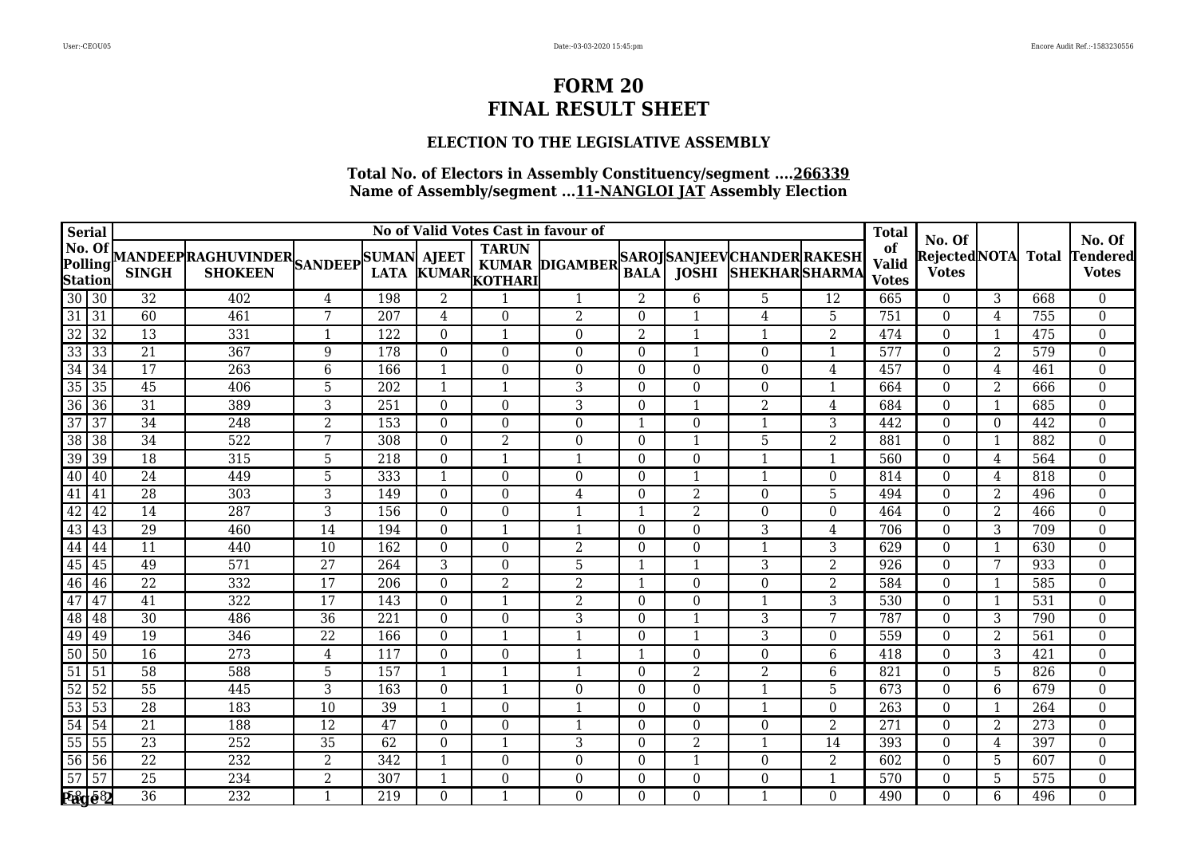# FORM 20
# FINAL RESULT SHEET

### ELECTION TO THE LEGISLATIVE ASSEMBLY

**Total No. of Electors in Assembly Constituency/segment ....266339**
**Name of Assembly/segment ...11-NANGLOI JAT Assembly Election**

| Serial No. Of Polling Station | | No of Valid Votes Cast in favour of | | | | | | | | | | | Total of Valid Votes | No. Of Rejected Votes | NOTA | Total | No. Of Tendered Votes |
|---|---|---|---|---|---|---|---|---|---|---|---|---|---|---|---|---|---|
| | | MANDEEP SINGH | RAGHUVINDER SHOKEEN | SANDEEP | SUMAN LATA | AJEET KUMAR | TARUN KUMAR KOTHARI | DIGAMBER | SAROJ BALA | SANJEEV JOSHI | CHANDER SHEKHAR | RAKESH SHARMA | | | | | |
| 30 | 30 | 32 | 402 | 4 | 198 | 2 | 1 | 1 | 2 | 6 | 5 | 12 | 665 | 0 | 3 | 668 | 0 |
| 31 | 31 | 60 | 461 | 7 | 207 | 4 | 0 | 2 | 0 | 1 | 4 | 5 | 751 | 0 | 4 | 755 | 0 |
| 32 | 32 | 13 | 331 | 1 | 122 | 0 | 1 | 0 | 2 | 1 | 1 | 2 | 474 | 0 | 1 | 475 | 0 |
| 33 | 33 | 21 | 367 | 9 | 178 | 0 | 0 | 0 | 0 | 1 | 0 | 1 | 577 | 0 | 2 | 579 | 0 |
| 34 | 34 | 17 | 263 | 6 | 166 | 1 | 0 | 0 | 0 | 0 | 0 | 4 | 457 | 0 | 4 | 461 | 0 |
| 35 | 35 | 45 | 406 | 5 | 202 | 1 | 1 | 3 | 0 | 0 | 0 | 1 | 664 | 0 | 2 | 666 | 0 |
| 36 | 36 | 31 | 389 | 3 | 251 | 0 | 0 | 3 | 0 | 1 | 2 | 4 | 684 | 0 | 1 | 685 | 0 |
| 37 | 37 | 34 | 248 | 2 | 153 | 0 | 0 | 0 | 1 | 0 | 1 | 3 | 442 | 0 | 0 | 442 | 0 |
| 38 | 38 | 34 | 522 | 7 | 308 | 0 | 2 | 0 | 0 | 1 | 5 | 2 | 881 | 0 | 1 | 882 | 0 |
| 39 | 39 | 18 | 315 | 5 | 218 | 0 | 1 | 1 | 0 | 0 | 1 | 1 | 560 | 0 | 4 | 564 | 0 |
| 40 | 40 | 24 | 449 | 5 | 333 | 1 | 0 | 0 | 0 | 1 | 1 | 0 | 814 | 0 | 4 | 818 | 0 |
| 41 | 41 | 28 | 303 | 3 | 149 | 0 | 0 | 4 | 0 | 2 | 0 | 5 | 494 | 0 | 2 | 496 | 0 |
| 42 | 42 | 14 | 287 | 3 | 156 | 0 | 0 | 1 | 1 | 2 | 0 | 0 | 464 | 0 | 2 | 466 | 0 |
| 43 | 43 | 29 | 460 | 14 | 194 | 0 | 1 | 1 | 0 | 0 | 3 | 4 | 706 | 0 | 3 | 709 | 0 |
| 44 | 44 | 11 | 440 | 10 | 162 | 0 | 0 | 2 | 0 | 0 | 1 | 3 | 629 | 0 | 1 | 630 | 0 |
| 45 | 45 | 49 | 571 | 27 | 264 | 3 | 0 | 5 | 1 | 1 | 3 | 2 | 926 | 0 | 7 | 933 | 0 |
| 46 | 46 | 22 | 332 | 17 | 206 | 0 | 2 | 2 | 1 | 0 | 0 | 2 | 584 | 0 | 1 | 585 | 0 |
| 47 | 47 | 41 | 322 | 17 | 143 | 0 | 1 | 2 | 0 | 0 | 1 | 3 | 530 | 0 | 1 | 531 | 0 |
| 48 | 48 | 30 | 486 | 36 | 221 | 0 | 0 | 3 | 0 | 1 | 3 | 7 | 787 | 0 | 3 | 790 | 0 |
| 49 | 49 | 19 | 346 | 22 | 166 | 0 | 1 | 1 | 0 | 1 | 3 | 0 | 559 | 0 | 2 | 561 | 0 |
| 50 | 50 | 16 | 273 | 4 | 117 | 0 | 0 | 1 | 1 | 0 | 0 | 6 | 418 | 0 | 3 | 421 | 0 |
| 51 | 51 | 58 | 588 | 5 | 157 | 1 | 1 | 1 | 0 | 2 | 2 | 6 | 821 | 0 | 5 | 826 | 0 |
| 52 | 52 | 55 | 445 | 3 | 163 | 0 | 1 | 0 | 0 | 0 | 1 | 5 | 673 | 0 | 6 | 679 | 0 |
| 53 | 53 | 28 | 183 | 10 | 39 | 1 | 0 | 1 | 0 | 0 | 1 | 0 | 263 | 0 | 1 | 264 | 0 |
| 54 | 54 | 21 | 188 | 12 | 47 | 0 | 0 | 1 | 0 | 0 | 0 | 2 | 271 | 0 | 2 | 273 | 0 |
| 55 | 55 | 23 | 252 | 35 | 62 | 0 | 1 | 3 | 0 | 2 | 1 | 14 | 393 | 0 | 4 | 397 | 0 |
| 56 | 56 | 22 | 232 | 2 | 342 | 1 | 0 | 0 | 0 | 1 | 0 | 2 | 602 | 0 | 5 | 607 | 0 |
| 57 | 57 | 25 | 234 | 2 | 307 | 1 | 0 | 0 | 0 | 0 | 0 | 1 | 570 | 0 | 5 | 575 | 0 |
| 58 | 58 | 36 | 232 | 1 | 219 | 0 | 1 | 0 | 0 | 0 | 1 | 0 | 490 | 0 | 6 | 496 | 0 |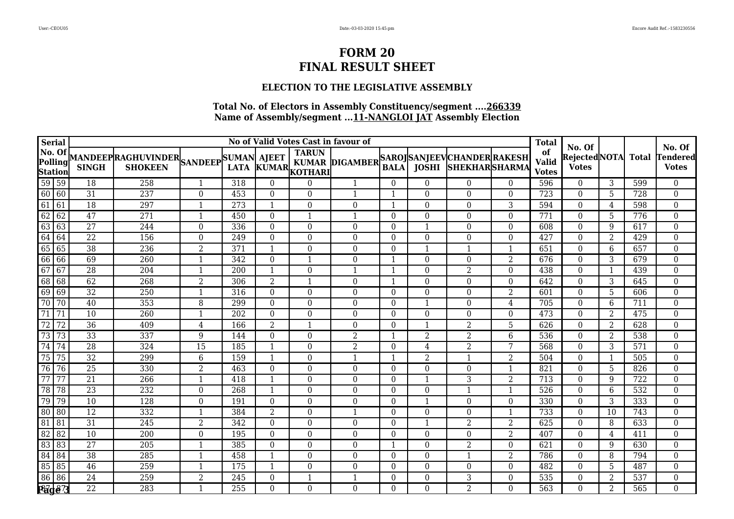# FORM 20
# FINAL RESULT SHEET

### ELECTION TO THE LEGISLATIVE ASSEMBLY

**Total No. of Electors in Assembly Constituency/segment ....266339**
**Name of Assembly/segment ...11-NANGLOI JAT Assembly Election**

| Serial No. Of Polling Station | | No of Valid Votes Cast in favour of | | | | | | | | | | | Total of Valid Votes | No. Of Rejected Votes | NOTA | Total | No. Of Tendered Votes |
|---|---|---|---|---|---|---|---|---|---|---|---|---|---|---|---|---|---|
| | | MANDEEP SINGH | RAGHUVINDER SHOKEEN | SANDEEP | SUMAN LATA | AJEET KUMAR | TARUN KUMAR KOTHARI | DIGAMBER | SAROJ BALA | SANJEEV JOSHI | CHANDER SHEKHAR | RAKESH SHARMA | | | | | |
| 59 | 59 | 18 | 258 | 1 | 318 | 0 | 0 | 1 | 0 | 0 | 0 | 0 | 596 | 0 | 3 | 599 | 0 |
| 60 | 60 | 31 | 237 | 0 | 453 | 0 | 0 | 1 | 1 | 0 | 0 | 0 | 723 | 0 | 5 | 728 | 0 |
| 61 | 61 | 18 | 297 | 1 | 273 | 1 | 0 | 0 | 1 | 0 | 0 | 3 | 594 | 0 | 4 | 598 | 0 |
| 62 | 62 | 47 | 271 | 1 | 450 | 0 | 1 | 1 | 0 | 0 | 0 | 0 | 771 | 0 | 5 | 776 | 0 |
| 63 | 63 | 27 | 244 | 0 | 336 | 0 | 0 | 0 | 0 | 1 | 0 | 0 | 608 | 0 | 9 | 617 | 0 |
| 64 | 64 | 22 | 156 | 0 | 249 | 0 | 0 | 0 | 0 | 0 | 0 | 0 | 427 | 0 | 2 | 429 | 0 |
| 65 | 65 | 38 | 236 | 2 | 371 | 1 | 0 | 0 | 0 | 1 | 1 | 1 | 651 | 0 | 6 | 657 | 0 |
| 66 | 66 | 69 | 260 | 1 | 342 | 0 | 1 | 0 | 1 | 0 | 0 | 2 | 676 | 0 | 3 | 679 | 0 |
| 67 | 67 | 28 | 204 | 1 | 200 | 1 | 0 | 1 | 1 | 0 | 2 | 0 | 438 | 0 | 1 | 439 | 0 |
| 68 | 68 | 62 | 268 | 2 | 306 | 2 | 1 | 0 | 1 | 0 | 0 | 0 | 642 | 0 | 3 | 645 | 0 |
| 69 | 69 | 32 | 250 | 1 | 316 | 0 | 0 | 0 | 0 | 0 | 0 | 2 | 601 | 0 | 5 | 606 | 0 |
| 70 | 70 | 40 | 353 | 8 | 299 | 0 | 0 | 0 | 0 | 1 | 0 | 4 | 705 | 0 | 6 | 711 | 0 |
| 71 | 71 | 10 | 260 | 1 | 202 | 0 | 0 | 0 | 0 | 0 | 0 | 0 | 473 | 0 | 2 | 475 | 0 |
| 72 | 72 | 36 | 409 | 4 | 166 | 2 | 1 | 0 | 0 | 1 | 2 | 5 | 626 | 0 | 2 | 628 | 0 |
| 73 | 73 | 33 | 337 | 9 | 144 | 0 | 0 | 2 | 1 | 2 | 2 | 6 | 536 | 0 | 2 | 538 | 0 |
| 74 | 74 | 28 | 324 | 15 | 185 | 1 | 0 | 2 | 0 | 4 | 2 | 7 | 568 | 0 | 3 | 571 | 0 |
| 75 | 75 | 32 | 299 | 6 | 159 | 1 | 0 | 1 | 1 | 2 | 1 | 2 | 504 | 0 | 1 | 505 | 0 |
| 76 | 76 | 25 | 330 | 2 | 463 | 0 | 0 | 0 | 0 | 0 | 0 | 1 | 821 | 0 | 5 | 826 | 0 |
| 77 | 77 | 21 | 266 | 1 | 418 | 1 | 0 | 0 | 0 | 1 | 3 | 2 | 713 | 0 | 9 | 722 | 0 |
| 78 | 78 | 23 | 232 | 0 | 268 | 1 | 0 | 0 | 0 | 0 | 1 | 1 | 526 | 0 | 6 | 532 | 0 |
| 79 | 79 | 10 | 128 | 0 | 191 | 0 | 0 | 0 | 0 | 1 | 0 | 0 | 330 | 0 | 3 | 333 | 0 |
| 80 | 80 | 12 | 332 | 1 | 384 | 2 | 0 | 1 | 0 | 0 | 0 | 1 | 733 | 0 | 10 | 743 | 0 |
| 81 | 81 | 31 | 245 | 2 | 342 | 0 | 0 | 0 | 0 | 1 | 2 | 2 | 625 | 0 | 8 | 633 | 0 |
| 82 | 82 | 10 | 200 | 0 | 195 | 0 | 0 | 0 | 0 | 0 | 0 | 2 | 407 | 0 | 4 | 411 | 0 |
| 83 | 83 | 27 | 205 | 1 | 385 | 0 | 0 | 0 | 1 | 0 | 2 | 0 | 621 | 0 | 9 | 630 | 0 |
| 84 | 84 | 38 | 285 | 1 | 458 | 1 | 0 | 0 | 0 | 0 | 1 | 2 | 786 | 0 | 8 | 794 | 0 |
| 85 | 85 | 46 | 259 | 1 | 175 | 1 | 0 | 0 | 0 | 0 | 0 | 0 | 482 | 0 | 5 | 487 | 0 |
| 86 | 86 | 24 | 259 | 2 | 245 | 0 | 1 | 1 | 0 | 0 | 3 | 0 | 535 | 0 | 2 | 537 | 0 |
| 87 | 87 | 22 | 283 | 1 | 255 | 0 | 0 | 0 | 0 | 0 | 2 | 0 | 563 | 0 | 2 | 565 | 0 |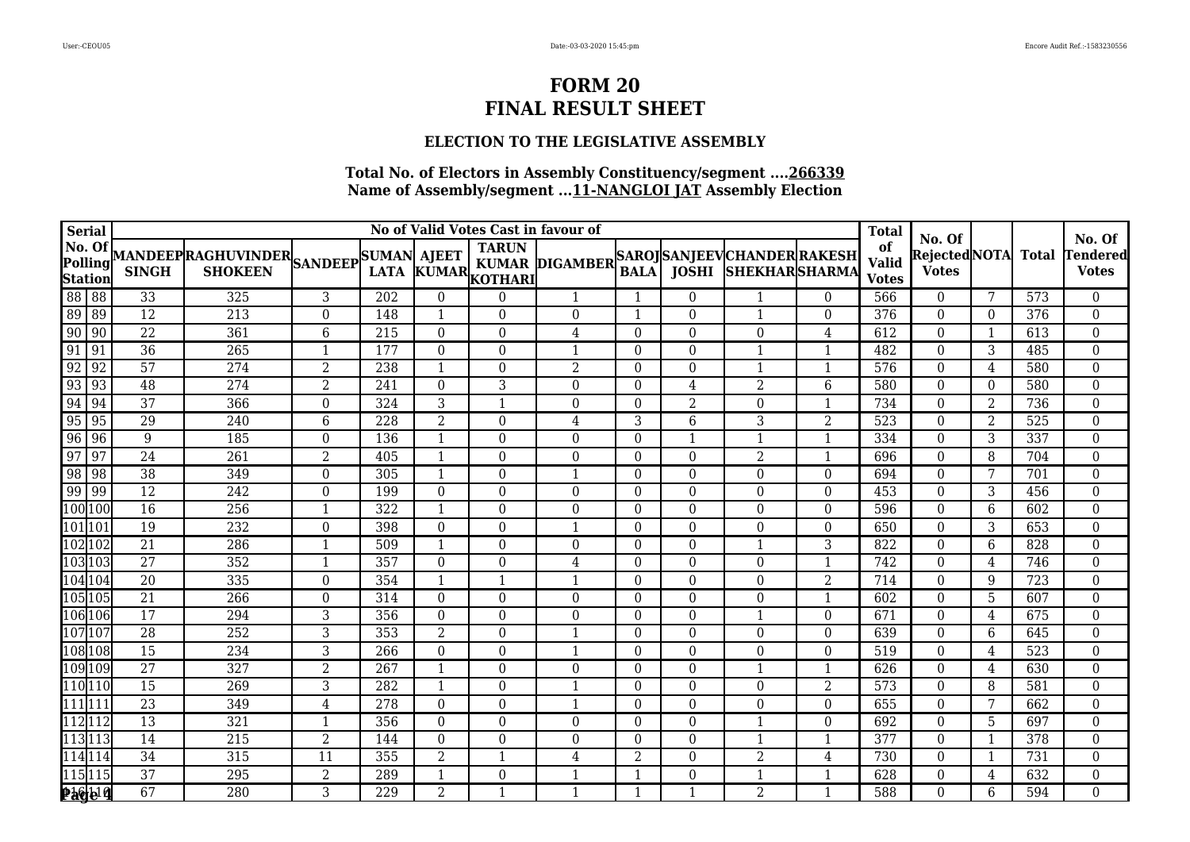# FORM 20
# FINAL RESULT SHEET

### ELECTION TO THE LEGISLATIVE ASSEMBLY

**Total No. of Electors in Assembly Constituency/segment ....266339**
**Name of Assembly/segment ...11-NANGLOI JAT Assembly Election**

| Serial No. Of Polling Station | | No of Valid Votes Cast in favour of | | | | | | | | | | | Total of Valid Votes | No. Of Rejected Votes | NOTA | Total | No. Of Tendered Votes |
|---|---|---|---|---|---|---|---|---|---|---|---|---|---|---|---|---|---|
| | | MANDEEP SINGH | RAGHUVINDER SHOKEEN | SANDEEP | SUMAN LATA | AJEET KUMAR | TARUN KUMAR KOTHARI | DIGAMBER | SAROJ BALA | SANJEEV JOSHI | CHANDER SHEKHAR | RAKESH SHARMA | | | | | |
| 88 | 88 | 33 | 325 | 3 | 202 | 0 | 0 | 1 | 1 | 0 | 1 | 0 | 566 | 0 | 7 | 573 | 0 |
| 89 | 89 | 12 | 213 | 0 | 148 | 1 | 0 | 0 | 1 | 0 | 1 | 0 | 376 | 0 | 0 | 376 | 0 |
| 90 | 90 | 22 | 361 | 6 | 215 | 0 | 0 | 4 | 0 | 0 | 0 | 4 | 612 | 0 | 1 | 613 | 0 |
| 91 | 91 | 36 | 265 | 1 | 177 | 0 | 0 | 1 | 0 | 0 | 1 | 1 | 482 | 0 | 3 | 485 | 0 |
| 92 | 92 | 57 | 274 | 2 | 238 | 1 | 0 | 2 | 0 | 0 | 1 | 1 | 576 | 0 | 4 | 580 | 0 |
| 93 | 93 | 48 | 274 | 2 | 241 | 0 | 3 | 0 | 0 | 4 | 2 | 6 | 580 | 0 | 0 | 580 | 0 |
| 94 | 94 | 37 | 366 | 0 | 324 | 3 | 1 | 0 | 0 | 2 | 0 | 1 | 734 | 0 | 2 | 736 | 0 |
| 95 | 95 | 29 | 240 | 6 | 228 | 2 | 0 | 4 | 3 | 6 | 3 | 2 | 523 | 0 | 2 | 525 | 0 |
| 96 | 96 | 9 | 185 | 0 | 136 | 1 | 0 | 0 | 0 | 1 | 1 | 1 | 334 | 0 | 3 | 337 | 0 |
| 97 | 97 | 24 | 261 | 2 | 405 | 1 | 0 | 0 | 0 | 0 | 2 | 1 | 696 | 0 | 8 | 704 | 0 |
| 98 | 98 | 38 | 349 | 0 | 305 | 1 | 0 | 1 | 0 | 0 | 0 | 0 | 694 | 0 | 7 | 701 | 0 |
| 99 | 99 | 12 | 242 | 0 | 199 | 0 | 0 | 0 | 0 | 0 | 0 | 0 | 453 | 0 | 3 | 456 | 0 |
| 100 | 100 | 16 | 256 | 1 | 322 | 1 | 0 | 0 | 0 | 0 | 0 | 0 | 596 | 0 | 6 | 602 | 0 |
| 101 | 101 | 19 | 232 | 0 | 398 | 0 | 0 | 1 | 0 | 0 | 0 | 0 | 650 | 0 | 3 | 653 | 0 |
| 102 | 102 | 21 | 286 | 1 | 509 | 1 | 0 | 0 | 0 | 0 | 1 | 3 | 822 | 0 | 6 | 828 | 0 |
| 103 | 103 | 27 | 352 | 1 | 357 | 0 | 0 | 4 | 0 | 0 | 0 | 1 | 742 | 0 | 4 | 746 | 0 |
| 104 | 104 | 20 | 335 | 0 | 354 | 1 | 1 | 1 | 0 | 0 | 0 | 2 | 714 | 0 | 9 | 723 | 0 |
| 105 | 105 | 21 | 266 | 0 | 314 | 0 | 0 | 0 | 0 | 0 | 0 | 1 | 602 | 0 | 5 | 607 | 0 |
| 106 | 106 | 17 | 294 | 3 | 356 | 0 | 0 | 0 | 0 | 0 | 1 | 0 | 671 | 0 | 4 | 675 | 0 |
| 107 | 107 | 28 | 252 | 3 | 353 | 2 | 0 | 1 | 0 | 0 | 0 | 0 | 639 | 0 | 6 | 645 | 0 |
| 108 | 108 | 15 | 234 | 3 | 266 | 0 | 0 | 1 | 0 | 0 | 0 | 0 | 519 | 0 | 4 | 523 | 0 |
| 109 | 109 | 27 | 327 | 2 | 267 | 1 | 0 | 0 | 0 | 0 | 1 | 1 | 626 | 0 | 4 | 630 | 0 |
| 110 | 110 | 15 | 269 | 3 | 282 | 1 | 0 | 1 | 0 | 0 | 0 | 2 | 573 | 0 | 8 | 581 | 0 |
| 111 | 111 | 23 | 349 | 4 | 278 | 0 | 0 | 1 | 0 | 0 | 0 | 0 | 655 | 0 | 7 | 662 | 0 |
| 112 | 112 | 13 | 321 | 1 | 356 | 0 | 0 | 0 | 0 | 0 | 1 | 0 | 692 | 0 | 5 | 697 | 0 |
| 113 | 113 | 14 | 215 | 2 | 144 | 0 | 0 | 0 | 0 | 0 | 1 | 1 | 377 | 0 | 1 | 378 | 0 |
| 114 | 114 | 34 | 315 | 11 | 355 | 2 | 1 | 4 | 2 | 0 | 2 | 4 | 730 | 0 | 1 | 731 | 0 |
| 115 | 115 | 37 | 295 | 2 | 289 | 1 | 0 | 1 | 1 | 0 | 1 | 1 | 628 | 0 | 4 | 632 | 0 |
| 116 | 116 | 67 | 280 | 3 | 229 | 2 | 1 | 1 | 1 | 1 | 2 | 1 | 588 | 0 | 6 | 594 | 0 |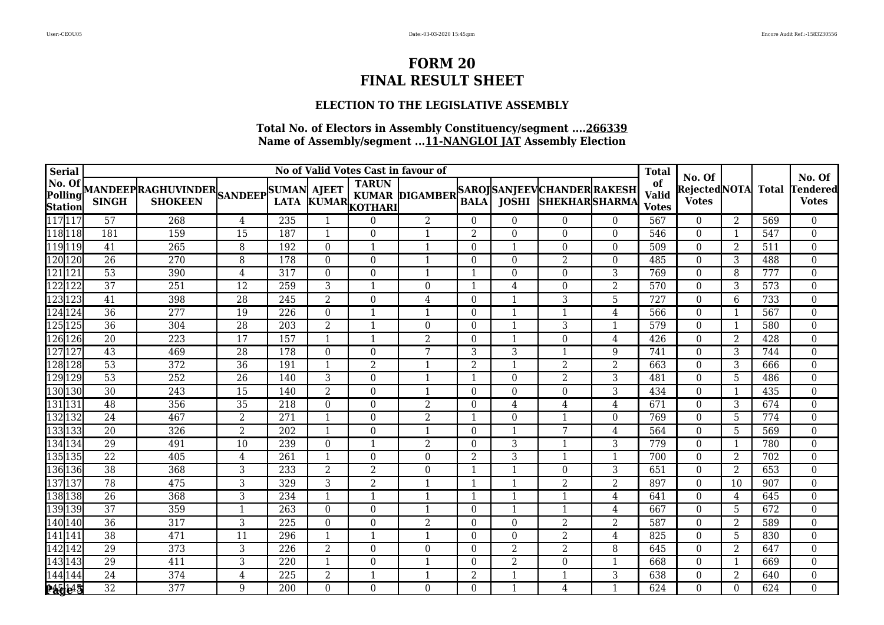# FORM 20
# FINAL RESULT SHEET

### ELECTION TO THE LEGISLATIVE ASSEMBLY

**Total No. of Electors in Assembly Constituency/segment ....266339**
**Name of Assembly/segment ...11-NANGLOI JAT Assembly Election**

| Serial No. Of Polling Station | | MANDEEP SINGH | RAGHUVINDER SHOKEEN | SANDEEP | SUMAN LATA | AJEET KUMAR | TARUN KUMAR KOTHARI | DIGAMBER | SAROJ BALA | SANJEEV JOSHI | CHANDER SHEKHAR | RAKESH SHARMA | Total of Valid Votes | No. Of Rejected Votes | NOTA | Total | No. Of Tendered Votes |
|---|---|---|---|---|---|---|---|---|---|---|---|---|---|---|---|---|---|
| 117 | 117 | 57 | 268 | 4 | 235 | 1 | 0 | 2 | 0 | 0 | 0 | 0 | 567 | 0 | 2 | 569 | 0 |
| 118 | 118 | 181 | 159 | 15 | 187 | 1 | 0 | 1 | 2 | 0 | 0 | 0 | 546 | 0 | 1 | 547 | 0 |
| 119 | 119 | 41 | 265 | 8 | 192 | 0 | 1 | 1 | 0 | 1 | 0 | 0 | 509 | 0 | 2 | 511 | 0 |
| 120 | 120 | 26 | 270 | 8 | 178 | 0 | 0 | 1 | 0 | 0 | 2 | 0 | 485 | 0 | 3 | 488 | 0 |
| 121 | 121 | 53 | 390 | 4 | 317 | 0 | 0 | 1 | 1 | 0 | 0 | 3 | 769 | 0 | 8 | 777 | 0 |
| 122 | 122 | 37 | 251 | 12 | 259 | 3 | 1 | 0 | 1 | 4 | 0 | 2 | 570 | 0 | 3 | 573 | 0 |
| 123 | 123 | 41 | 398 | 28 | 245 | 2 | 0 | 4 | 0 | 1 | 3 | 5 | 727 | 0 | 6 | 733 | 0 |
| 124 | 124 | 36 | 277 | 19 | 226 | 0 | 1 | 1 | 0 | 1 | 1 | 4 | 566 | 0 | 1 | 567 | 0 |
| 125 | 125 | 36 | 304 | 28 | 203 | 2 | 1 | 0 | 0 | 1 | 3 | 1 | 579 | 0 | 1 | 580 | 0 |
| 126 | 126 | 20 | 223 | 17 | 157 | 1 | 1 | 2 | 0 | 1 | 0 | 4 | 426 | 0 | 2 | 428 | 0 |
| 127 | 127 | 43 | 469 | 28 | 178 | 0 | 0 | 7 | 3 | 3 | 1 | 9 | 741 | 0 | 3 | 744 | 0 |
| 128 | 128 | 53 | 372 | 36 | 191 | 1 | 2 | 1 | 2 | 1 | 2 | 2 | 663 | 0 | 3 | 666 | 0 |
| 129 | 129 | 53 | 252 | 26 | 140 | 3 | 0 | 1 | 1 | 0 | 2 | 3 | 481 | 0 | 5 | 486 | 0 |
| 130 | 130 | 30 | 243 | 15 | 140 | 2 | 0 | 1 | 0 | 0 | 0 | 3 | 434 | 0 | 1 | 435 | 0 |
| 131 | 131 | 48 | 356 | 35 | 218 | 0 | 0 | 2 | 0 | 4 | 4 | 4 | 671 | 0 | 3 | 674 | 0 |
| 132 | 132 | 24 | 467 | 2 | 271 | 1 | 0 | 2 | 1 | 0 | 1 | 0 | 769 | 0 | 5 | 774 | 0 |
| 133 | 133 | 20 | 326 | 2 | 202 | 1 | 0 | 1 | 0 | 1 | 7 | 4 | 564 | 0 | 5 | 569 | 0 |
| 134 | 134 | 29 | 491 | 10 | 239 | 0 | 1 | 2 | 0 | 3 | 1 | 3 | 779 | 0 | 1 | 780 | 0 |
| 135 | 135 | 22 | 405 | 4 | 261 | 1 | 0 | 0 | 2 | 3 | 1 | 1 | 700 | 0 | 2 | 702 | 0 |
| 136 | 136 | 38 | 368 | 3 | 233 | 2 | 2 | 0 | 1 | 1 | 0 | 3 | 651 | 0 | 2 | 653 | 0 |
| 137 | 137 | 78 | 475 | 3 | 329 | 3 | 2 | 1 | 1 | 1 | 2 | 2 | 897 | 0 | 10 | 907 | 0 |
| 138 | 138 | 26 | 368 | 3 | 234 | 1 | 1 | 1 | 1 | 1 | 1 | 4 | 641 | 0 | 4 | 645 | 0 |
| 139 | 139 | 37 | 359 | 1 | 263 | 0 | 0 | 1 | 0 | 1 | 1 | 4 | 667 | 0 | 5 | 672 | 0 |
| 140 | 140 | 36 | 317 | 3 | 225 | 0 | 0 | 2 | 0 | 0 | 2 | 2 | 587 | 0 | 2 | 589 | 0 |
| 141 | 141 | 38 | 471 | 11 | 296 | 1 | 1 | 1 | 0 | 0 | 2 | 4 | 825 | 0 | 5 | 830 | 0 |
| 142 | 142 | 29 | 373 | 3 | 226 | 2 | 0 | 0 | 0 | 2 | 2 | 8 | 645 | 0 | 2 | 647 | 0 |
| 143 | 143 | 29 | 411 | 3 | 220 | 1 | 0 | 1 | 0 | 2 | 0 | 1 | 668 | 0 | 1 | 669 | 0 |
| 144 | 144 | 24 | 374 | 4 | 225 | 2 | 1 | 1 | 2 | 1 | 1 | 3 | 638 | 0 | 2 | 640 | 0 |
| 145 | 145 | 32 | 377 | 9 | 200 | 0 | 0 | 0 | 0 | 1 | 4 | 1 | 624 | 0 | 0 | 624 | 0 |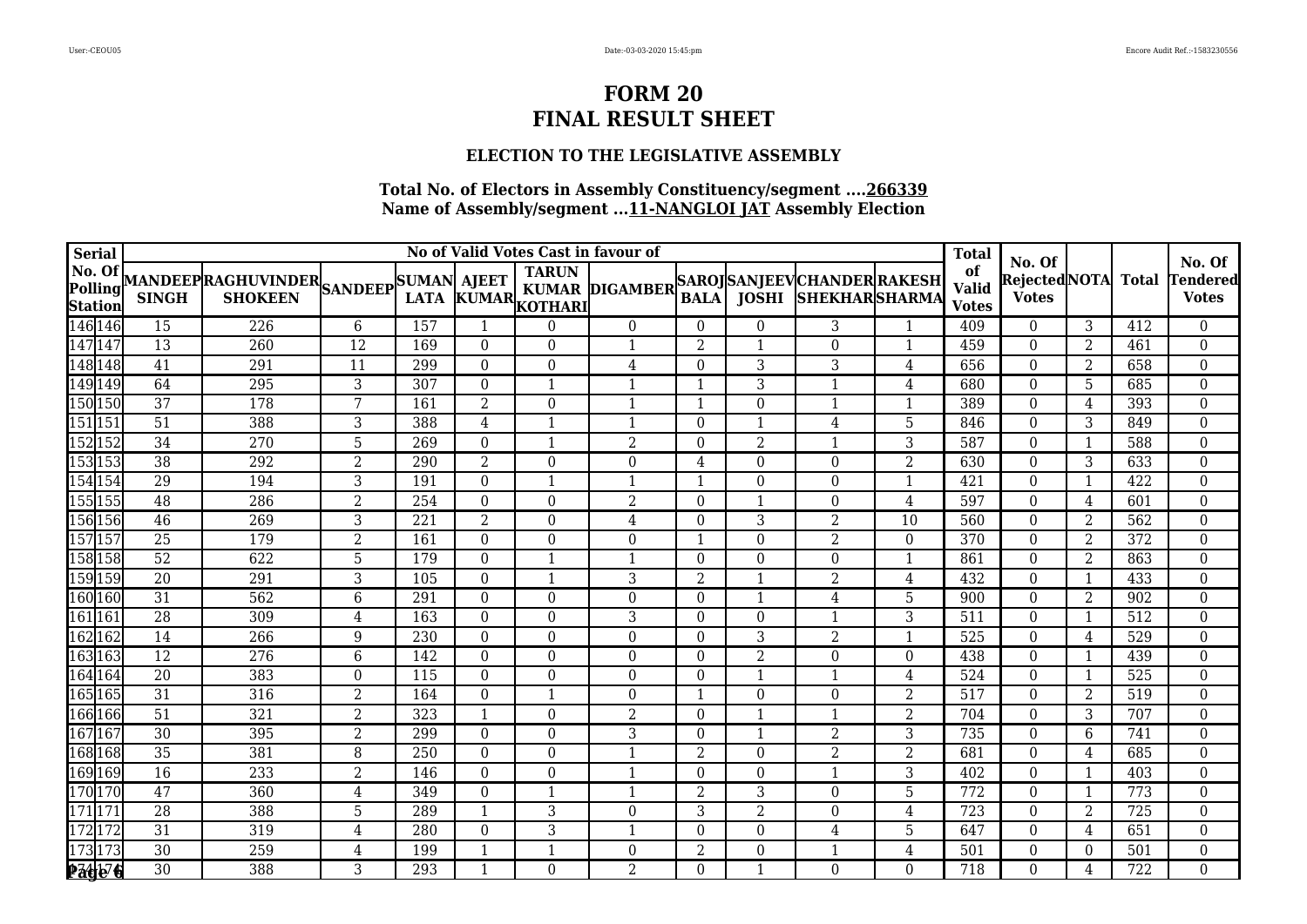# FORM 20
# FINAL RESULT SHEET

### ELECTION TO THE LEGISLATIVE ASSEMBLY

**Total No. of Electors in Assembly Constituency/segment ....266339**
**Name of Assembly/segment ...11-NANGLOI JAT Assembly Election**

| Serial No. Of Polling Station | | No of Valid Votes Cast in favour of | | | | | | | | | | | Total of Valid Votes | No. Of Rejected Votes | NOTA | Total | No. Of Tendered Votes |
|---|---|---|---|---|---|---|---|---|---|---|---|---|---|---|---|---|---|
| | | MANDEEP SINGH | RAGHUVINDER SHOKEEN | SANDEEP | SUMAN LATA | AJEET KUMAR | TARUN KUMAR KOTHARI | DIGAMBER | SAROJ BALA | SANJEEV JOSHI | CHANDER SHEKHAR | RAKESH SHARMA | | | | | |
| 146 | 146 | 15 | 226 | 6 | 157 | 1 | 0 | 0 | 0 | 0 | 3 | 1 | 409 | 0 | 3 | 412 | 0 |
| 147 | 147 | 13 | 260 | 12 | 169 | 0 | 0 | 1 | 2 | 1 | 0 | 1 | 459 | 0 | 2 | 461 | 0 |
| 148 | 148 | 41 | 291 | 11 | 299 | 0 | 0 | 4 | 0 | 3 | 3 | 4 | 656 | 0 | 2 | 658 | 0 |
| 149 | 149 | 64 | 295 | 3 | 307 | 0 | 1 | 1 | 1 | 3 | 1 | 4 | 680 | 0 | 5 | 685 | 0 |
| 150 | 150 | 37 | 178 | 7 | 161 | 2 | 0 | 1 | 1 | 0 | 1 | 1 | 389 | 0 | 4 | 393 | 0 |
| 151 | 151 | 51 | 388 | 3 | 388 | 4 | 1 | 1 | 0 | 1 | 4 | 5 | 846 | 0 | 3 | 849 | 0 |
| 152 | 152 | 34 | 270 | 5 | 269 | 0 | 1 | 2 | 0 | 2 | 1 | 3 | 587 | 0 | 1 | 588 | 0 |
| 153 | 153 | 38 | 292 | 2 | 290 | 2 | 0 | 0 | 4 | 0 | 0 | 2 | 630 | 0 | 3 | 633 | 0 |
| 154 | 154 | 29 | 194 | 3 | 191 | 0 | 1 | 1 | 1 | 0 | 0 | 1 | 421 | 0 | 1 | 422 | 0 |
| 155 | 155 | 48 | 286 | 2 | 254 | 0 | 0 | 2 | 0 | 1 | 0 | 4 | 597 | 0 | 4 | 601 | 0 |
| 156 | 156 | 46 | 269 | 3 | 221 | 2 | 0 | 4 | 0 | 3 | 2 | 10 | 560 | 0 | 2 | 562 | 0 |
| 157 | 157 | 25 | 179 | 2 | 161 | 0 | 0 | 0 | 1 | 0 | 2 | 0 | 370 | 0 | 2 | 372 | 0 |
| 158 | 158 | 52 | 622 | 5 | 179 | 0 | 1 | 1 | 0 | 0 | 0 | 1 | 861 | 0 | 2 | 863 | 0 |
| 159 | 159 | 20 | 291 | 3 | 105 | 0 | 1 | 3 | 2 | 1 | 2 | 4 | 432 | 0 | 1 | 433 | 0 |
| 160 | 160 | 31 | 562 | 6 | 291 | 0 | 0 | 0 | 0 | 1 | 4 | 5 | 900 | 0 | 2 | 902 | 0 |
| 161 | 161 | 28 | 309 | 4 | 163 | 0 | 0 | 3 | 0 | 0 | 1 | 3 | 511 | 0 | 1 | 512 | 0 |
| 162 | 162 | 14 | 266 | 9 | 230 | 0 | 0 | 0 | 0 | 3 | 2 | 1 | 525 | 0 | 4 | 529 | 0 |
| 163 | 163 | 12 | 276 | 6 | 142 | 0 | 0 | 0 | 0 | 2 | 0 | 0 | 438 | 0 | 1 | 439 | 0 |
| 164 | 164 | 20 | 383 | 0 | 115 | 0 | 0 | 0 | 0 | 1 | 1 | 4 | 524 | 0 | 1 | 525 | 0 |
| 165 | 165 | 31 | 316 | 2 | 164 | 0 | 1 | 0 | 1 | 0 | 0 | 2 | 517 | 0 | 2 | 519 | 0 |
| 166 | 166 | 51 | 321 | 2 | 323 | 1 | 0 | 2 | 0 | 1 | 1 | 2 | 704 | 0 | 3 | 707 | 0 |
| 167 | 167 | 30 | 395 | 2 | 299 | 0 | 0 | 3 | 0 | 1 | 2 | 3 | 735 | 0 | 6 | 741 | 0 |
| 168 | 168 | 35 | 381 | 8 | 250 | 0 | 0 | 1 | 2 | 0 | 2 | 2 | 681 | 0 | 4 | 685 | 0 |
| 169 | 169 | 16 | 233 | 2 | 146 | 0 | 0 | 1 | 0 | 0 | 1 | 3 | 402 | 0 | 1 | 403 | 0 |
| 170 | 170 | 47 | 360 | 4 | 349 | 0 | 1 | 1 | 2 | 3 | 0 | 5 | 772 | 0 | 1 | 773 | 0 |
| 171 | 171 | 28 | 388 | 5 | 289 | 1 | 3 | 0 | 3 | 2 | 0 | 4 | 723 | 0 | 2 | 725 | 0 |
| 172 | 172 | 31 | 319 | 4 | 280 | 0 | 3 | 1 | 0 | 0 | 4 | 5 | 647 | 0 | 4 | 651 | 0 |
| 173 | 173 | 30 | 259 | 4 | 199 | 1 | 1 | 0 | 2 | 0 | 1 | 4 | 501 | 0 | 0 | 501 | 0 |
| 174 | 174 | 30 | 388 | 3 | 293 | 1 | 0 | 2 | 0 | 1 | 0 | 0 | 718 | 0 | 4 | 722 | 0 |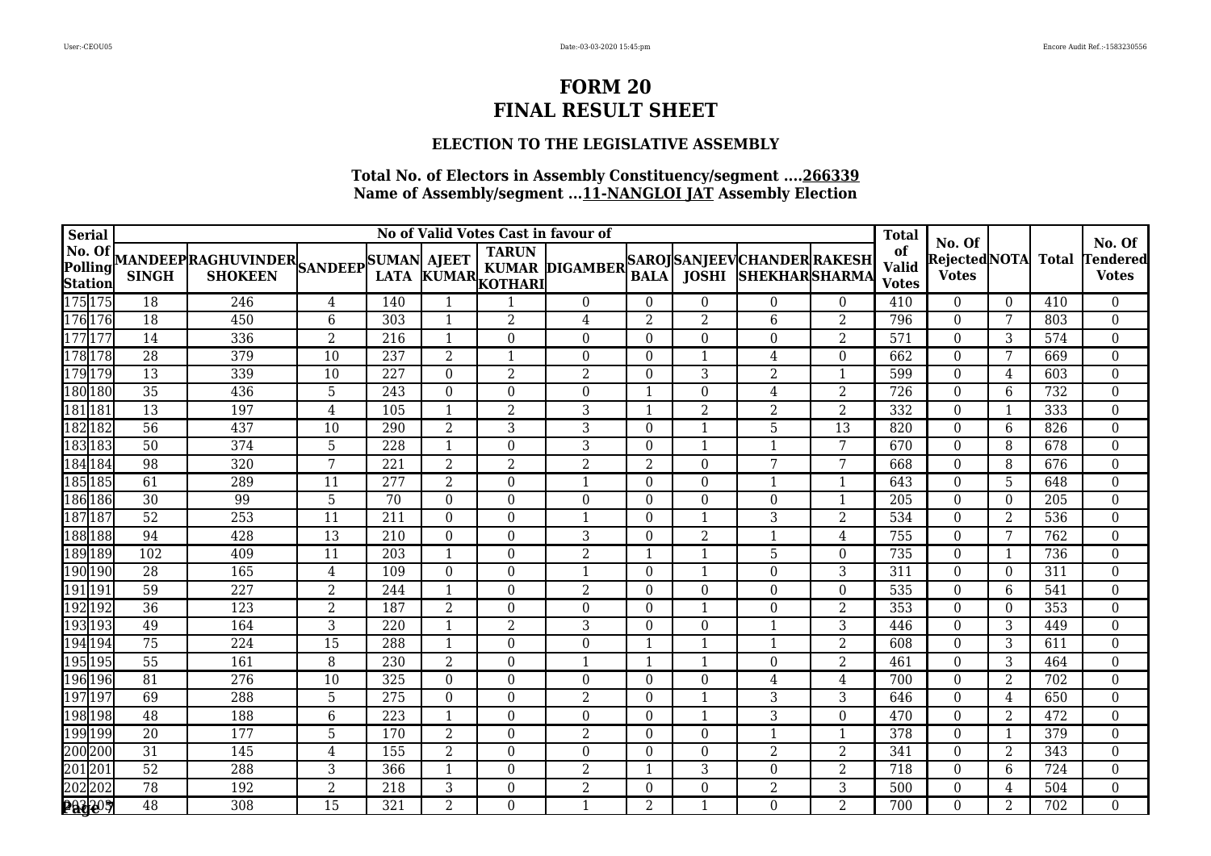# FORM 20
# FINAL RESULT SHEET

### ELECTION TO THE LEGISLATIVE ASSEMBLY

**Total No. of Electors in Assembly Constituency/segment ....266339**
**Name of Assembly/segment ...11-NANGLOI JAT Assembly Election**

| Serial No. Of Polling Station | | No of Valid Votes Cast in favour of | | | | | | | | | | | Total of Valid Votes | No. Of Rejected Votes | NOTA | Total | No. Of Tendered Votes |
|---|---|---|---|---|---|---|---|---|---|---|---|---|---|---|---|---|---|
| | | MANDEEP SINGH | RAGHUVINDER SHOKEEN | SANDEEP | SUMAN LATA | AJEET KUMAR | TARUN KUMAR KOTHARI | DIGAMBER | SAROJ BALA | SANJEEV JOSHI | CHANDER SHEKHAR | RAKESH SHARMA | | | | | |
| 175 | 175 | 18 | 246 | 4 | 140 | 1 | 1 | 0 | 0 | 0 | 0 | 0 | 410 | 0 | 0 | 410 | 0 |
| 176 | 176 | 18 | 450 | 6 | 303 | 1 | 2 | 4 | 2 | 2 | 6 | 2 | 796 | 0 | 7 | 803 | 0 |
| 177 | 177 | 14 | 336 | 2 | 216 | 1 | 0 | 0 | 0 | 0 | 0 | 2 | 571 | 0 | 3 | 574 | 0 |
| 178 | 178 | 28 | 379 | 10 | 237 | 2 | 1 | 0 | 0 | 1 | 4 | 0 | 662 | 0 | 7 | 669 | 0 |
| 179 | 179 | 13 | 339 | 10 | 227 | 0 | 2 | 2 | 0 | 3 | 2 | 1 | 599 | 0 | 4 | 603 | 0 |
| 180 | 180 | 35 | 436 | 5 | 243 | 0 | 0 | 0 | 1 | 0 | 4 | 2 | 726 | 0 | 6 | 732 | 0 |
| 181 | 181 | 13 | 197 | 4 | 105 | 1 | 2 | 3 | 1 | 2 | 2 | 2 | 332 | 0 | 1 | 333 | 0 |
| 182 | 182 | 56 | 437 | 10 | 290 | 2 | 3 | 3 | 0 | 1 | 5 | 13 | 820 | 0 | 6 | 826 | 0 |
| 183 | 183 | 50 | 374 | 5 | 228 | 1 | 0 | 3 | 0 | 1 | 1 | 7 | 670 | 0 | 8 | 678 | 0 |
| 184 | 184 | 98 | 320 | 7 | 221 | 2 | 2 | 2 | 2 | 0 | 7 | 7 | 668 | 0 | 8 | 676 | 0 |
| 185 | 185 | 61 | 289 | 11 | 277 | 2 | 0 | 1 | 0 | 0 | 1 | 1 | 643 | 0 | 5 | 648 | 0 |
| 186 | 186 | 30 | 99 | 5 | 70 | 0 | 0 | 0 | 0 | 0 | 0 | 1 | 205 | 0 | 0 | 205 | 0 |
| 187 | 187 | 52 | 253 | 11 | 211 | 0 | 0 | 1 | 0 | 1 | 3 | 2 | 534 | 0 | 2 | 536 | 0 |
| 188 | 188 | 94 | 428 | 13 | 210 | 0 | 0 | 3 | 0 | 2 | 1 | 4 | 755 | 0 | 7 | 762 | 0 |
| 189 | 189 | 102 | 409 | 11 | 203 | 1 | 0 | 2 | 1 | 1 | 5 | 0 | 735 | 0 | 1 | 736 | 0 |
| 190 | 190 | 28 | 165 | 4 | 109 | 0 | 0 | 1 | 0 | 1 | 0 | 3 | 311 | 0 | 0 | 311 | 0 |
| 191 | 191 | 59 | 227 | 2 | 244 | 1 | 0 | 2 | 0 | 0 | 0 | 0 | 535 | 0 | 6 | 541 | 0 |
| 192 | 192 | 36 | 123 | 2 | 187 | 2 | 0 | 0 | 0 | 1 | 0 | 2 | 353 | 0 | 0 | 353 | 0 |
| 193 | 193 | 49 | 164 | 3 | 220 | 1 | 2 | 3 | 0 | 0 | 1 | 3 | 446 | 0 | 3 | 449 | 0 |
| 194 | 194 | 75 | 224 | 15 | 288 | 1 | 0 | 0 | 1 | 1 | 1 | 2 | 608 | 0 | 3 | 611 | 0 |
| 195 | 195 | 55 | 161 | 8 | 230 | 2 | 0 | 1 | 1 | 1 | 0 | 2 | 461 | 0 | 3 | 464 | 0 |
| 196 | 196 | 81 | 276 | 10 | 325 | 0 | 0 | 0 | 0 | 0 | 4 | 4 | 700 | 0 | 2 | 702 | 0 |
| 197 | 197 | 69 | 288 | 5 | 275 | 0 | 0 | 2 | 0 | 1 | 3 | 3 | 646 | 0 | 4 | 650 | 0 |
| 198 | 198 | 48 | 188 | 6 | 223 | 1 | 0 | 0 | 0 | 1 | 3 | 0 | 470 | 0 | 2 | 472 | 0 |
| 199 | 199 | 20 | 177 | 5 | 170 | 2 | 0 | 2 | 0 | 0 | 1 | 1 | 378 | 0 | 1 | 379 | 0 |
| 200 | 200 | 31 | 145 | 4 | 155 | 2 | 0 | 0 | 0 | 0 | 2 | 2 | 341 | 0 | 2 | 343 | 0 |
| 201 | 201 | 52 | 288 | 3 | 366 | 1 | 0 | 2 | 1 | 3 | 0 | 2 | 718 | 0 | 6 | 724 | 0 |
| 202 | 202 | 78 | 192 | 2 | 218 | 3 | 0 | 2 | 0 | 0 | 2 | 3 | 500 | 0 | 4 | 504 | 0 |
| 203 | 203 | 48 | 308 | 15 | 321 | 2 | 0 | 1 | 2 | 1 | 0 | 2 | 700 | 0 | 2 | 702 | 0 |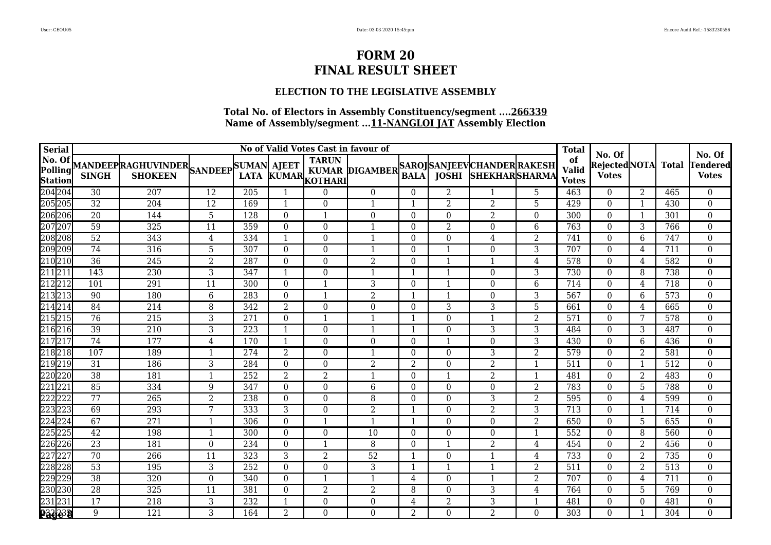# FORM 20
# FINAL RESULT SHEET

### ELECTION TO THE LEGISLATIVE ASSEMBLY

**Total No. of Electors in Assembly Constituency/segment ....266339**
**Name of Assembly/segment ...11-NANGLOI JAT Assembly Election**

| Serial No. Of Polling Station | | No of Valid Votes Cast in favour of | | | | | | | | | | | Total of Valid Votes | No. Of Rejected Votes | NOTA | Total | No. Of Tendered Votes |
|---|---|---|---|---|---|---|---|---|---|---|---|---|---|---|---|---|---|
| | | MANDEEP SINGH | RAGHUVINDER SHOKEEN | SANDEEP | SUMAN LATA | AJEET KUMAR | TARUN KUMAR KOTHARI | DIGAMBER | SAROJ BALA | SANJEEV JOSHI | CHANDER SHEKHAR | RAKESH SHARMA | | | | | |
| 204 | 204 | 30 | 207 | 12 | 205 | 1 | 0 | 0 | 0 | 2 | 1 | 5 | 463 | 0 | 2 | 465 | 0 |
| 205 | 205 | 32 | 204 | 12 | 169 | 1 | 0 | 1 | 1 | 2 | 2 | 5 | 429 | 0 | 1 | 430 | 0 |
| 206 | 206 | 20 | 144 | 5 | 128 | 0 | 1 | 0 | 0 | 0 | 2 | 0 | 300 | 0 | 1 | 301 | 0 |
| 207 | 207 | 59 | 325 | 11 | 359 | 0 | 0 | 1 | 0 | 2 | 0 | 6 | 763 | 0 | 3 | 766 | 0 |
| 208 | 208 | 52 | 343 | 4 | 334 | 1 | 0 | 1 | 0 | 0 | 4 | 2 | 741 | 0 | 6 | 747 | 0 |
| 209 | 209 | 74 | 316 | 5 | 307 | 0 | 0 | 1 | 0 | 1 | 0 | 3 | 707 | 0 | 4 | 711 | 0 |
| 210 | 210 | 36 | 245 | 2 | 287 | 0 | 0 | 2 | 0 | 1 | 1 | 4 | 578 | 0 | 4 | 582 | 0 |
| 211 | 211 | 143 | 230 | 3 | 347 | 1 | 0 | 1 | 1 | 1 | 0 | 3 | 730 | 0 | 8 | 738 | 0 |
| 212 | 212 | 101 | 291 | 11 | 300 | 0 | 1 | 3 | 0 | 1 | 0 | 6 | 714 | 0 | 4 | 718 | 0 |
| 213 | 213 | 90 | 180 | 6 | 283 | 0 | 1 | 2 | 1 | 1 | 0 | 3 | 567 | 0 | 6 | 573 | 0 |
| 214 | 214 | 84 | 214 | 8 | 342 | 2 | 0 | 0 | 0 | 3 | 3 | 5 | 661 | 0 | 4 | 665 | 0 |
| 215 | 215 | 76 | 215 | 3 | 271 | 0 | 1 | 1 | 1 | 0 | 1 | 2 | 571 | 0 | 7 | 578 | 0 |
| 216 | 216 | 39 | 210 | 3 | 223 | 1 | 0 | 1 | 1 | 0 | 3 | 3 | 484 | 0 | 3 | 487 | 0 |
| 217 | 217 | 74 | 177 | 4 | 170 | 1 | 0 | 0 | 0 | 1 | 0 | 3 | 430 | 0 | 6 | 436 | 0 |
| 218 | 218 | 107 | 189 | 1 | 274 | 2 | 0 | 1 | 0 | 0 | 3 | 2 | 579 | 0 | 2 | 581 | 0 |
| 219 | 219 | 31 | 186 | 3 | 284 | 0 | 0 | 2 | 2 | 0 | 2 | 1 | 511 | 0 | 1 | 512 | 0 |
| 220 | 220 | 38 | 181 | 1 | 252 | 2 | 2 | 1 | 0 | 1 | 2 | 1 | 481 | 0 | 2 | 483 | 0 |
| 221 | 221 | 85 | 334 | 9 | 347 | 0 | 0 | 6 | 0 | 0 | 0 | 2 | 783 | 0 | 5 | 788 | 0 |
| 222 | 222 | 77 | 265 | 2 | 238 | 0 | 0 | 8 | 0 | 0 | 3 | 2 | 595 | 0 | 4 | 599 | 0 |
| 223 | 223 | 69 | 293 | 7 | 333 | 3 | 0 | 2 | 1 | 0 | 2 | 3 | 713 | 0 | 1 | 714 | 0 |
| 224 | 224 | 67 | 271 | 1 | 306 | 0 | 1 | 1 | 1 | 0 | 0 | 2 | 650 | 0 | 5 | 655 | 0 |
| 225 | 225 | 42 | 198 | 1 | 300 | 0 | 0 | 10 | 0 | 0 | 0 | 1 | 552 | 0 | 8 | 560 | 0 |
| 226 | 226 | 23 | 181 | 0 | 234 | 0 | 1 | 8 | 0 | 1 | 2 | 4 | 454 | 0 | 2 | 456 | 0 |
| 227 | 227 | 70 | 266 | 11 | 323 | 3 | 2 | 52 | 1 | 0 | 1 | 4 | 733 | 0 | 2 | 735 | 0 |
| 228 | 228 | 53 | 195 | 3 | 252 | 0 | 0 | 3 | 1 | 1 | 1 | 2 | 511 | 0 | 2 | 513 | 0 |
| 229 | 229 | 38 | 320 | 0 | 340 | 0 | 1 | 1 | 4 | 0 | 1 | 2 | 707 | 0 | 4 | 711 | 0 |
| 230 | 230 | 28 | 325 | 11 | 381 | 0 | 2 | 2 | 8 | 0 | 3 | 4 | 764 | 0 | 5 | 769 | 0 |
| 231 | 231 | 17 | 218 | 3 | 232 | 1 | 0 | 0 | 4 | 2 | 3 | 1 | 481 | 0 | 0 | 481 | 0 |
| 232 | 232 | 9 | 121 | 3 | 164 | 2 | 0 | 0 | 2 | 0 | 2 | 0 | 303 | 0 | 1 | 304 | 0 |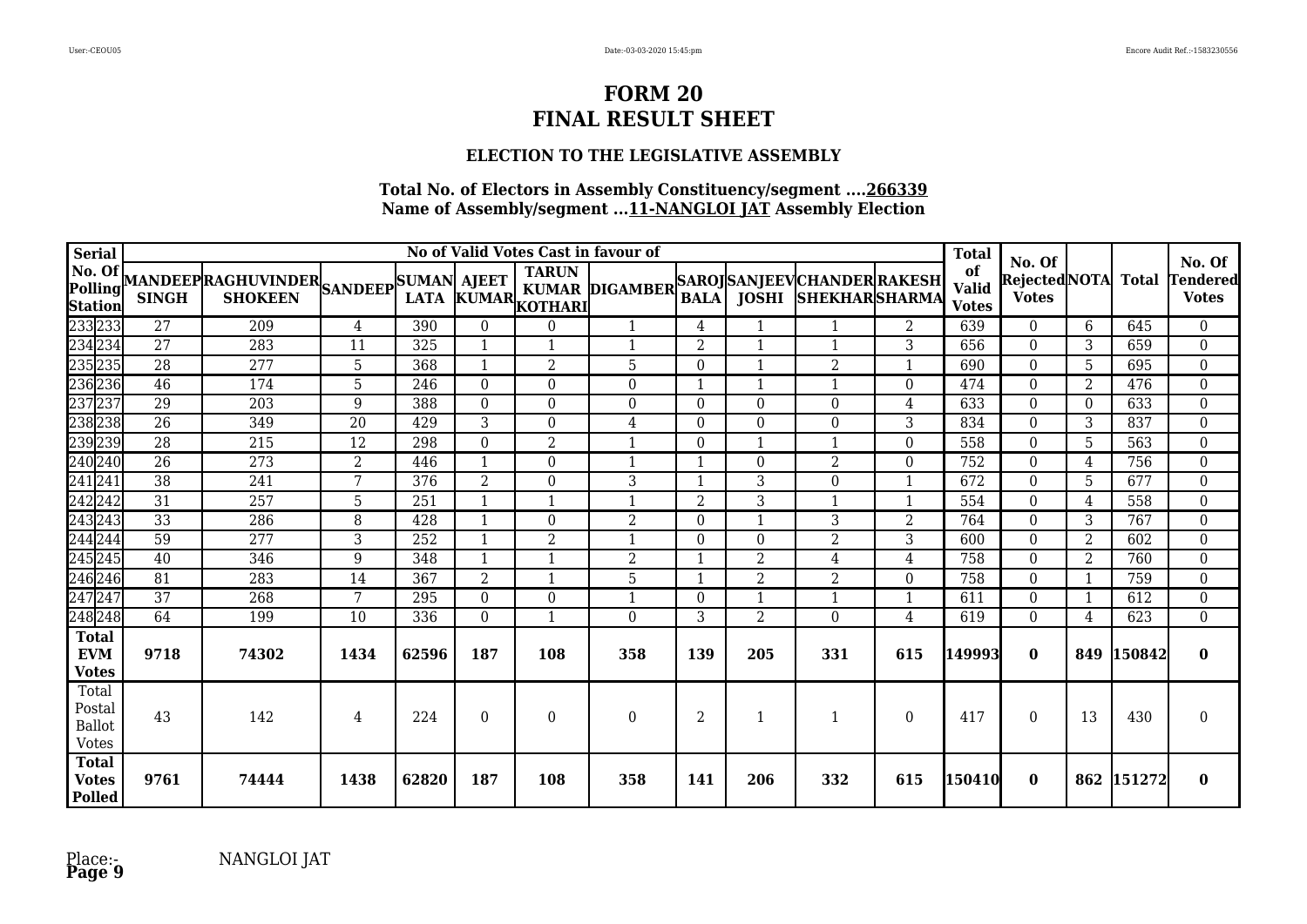# FORM 20
# FINAL RESULT SHEET

### ELECTION TO THE LEGISLATIVE ASSEMBLY

**Total No. of Electors in Assembly Constituency/segment ....266339**
**Name of Assembly/segment ...11-NANGLOI JAT Assembly Election**

| Serial No. Of Polling Station | | MANDEEP SINGH | RAGHUVINDER SHOKEEN | SANDEEP | SUMAN LATA | AJEET KUMAR | TARUN KUMAR KOTHARI | DIGAMBER | SAROJ BALA | SANJEEV JOSHI | CHANDER SHEKHAR | RAKESH SHARMA | Total of Valid Votes | No. Of Rejected Votes | NOTA | Total | No. Of Tendered Votes |
|---|---|---|---|---|---|---|---|---|---|---|---|---|---|---|---|---|---|
| | | No of Valid Votes Cast in favour of | | | | | | | | | | | | | | | |
| 233 | 233 | 27 | 209 | 4 | 390 | 0 | 0 | 1 | 4 | 1 | 1 | 2 | 639 | 0 | 6 | 645 | 0 |
| 234 | 234 | 27 | 283 | 11 | 325 | 1 | 1 | 1 | 2 | 1 | 1 | 3 | 656 | 0 | 3 | 659 | 0 |
| 235 | 235 | 28 | 277 | 5 | 368 | 1 | 2 | 5 | 0 | 1 | 2 | 1 | 690 | 0 | 5 | 695 | 0 |
| 236 | 236 | 46 | 174 | 5 | 246 | 0 | 0 | 0 | 1 | 1 | 1 | 0 | 474 | 0 | 2 | 476 | 0 |
| 237 | 237 | 29 | 203 | 9 | 388 | 0 | 0 | 0 | 0 | 0 | 0 | 4 | 633 | 0 | 0 | 633 | 0 |
| 238 | 238 | 26 | 349 | 20 | 429 | 3 | 0 | 4 | 0 | 0 | 0 | 3 | 834 | 0 | 3 | 837 | 0 |
| 239 | 239 | 28 | 215 | 12 | 298 | 0 | 2 | 1 | 0 | 1 | 1 | 0 | 558 | 0 | 5 | 563 | 0 |
| 240 | 240 | 26 | 273 | 2 | 446 | 1 | 0 | 1 | 1 | 0 | 2 | 0 | 752 | 0 | 4 | 756 | 0 |
| 241 | 241 | 38 | 241 | 7 | 376 | 2 | 0 | 3 | 1 | 3 | 0 | 1 | 672 | 0 | 5 | 677 | 0 |
| 242 | 242 | 31 | 257 | 5 | 251 | 1 | 1 | 1 | 2 | 3 | 1 | 1 | 554 | 0 | 4 | 558 | 0 |
| 243 | 243 | 33 | 286 | 8 | 428 | 1 | 0 | 2 | 0 | 1 | 3 | 2 | 764 | 0 | 3 | 767 | 0 |
| 244 | 244 | 59 | 277 | 3 | 252 | 1 | 2 | 1 | 0 | 0 | 2 | 3 | 600 | 0 | 2 | 602 | 0 |
| 245 | 245 | 40 | 346 | 9 | 348 | 1 | 1 | 2 | 1 | 2 | 4 | 4 | 758 | 0 | 2 | 760 | 0 |
| 246 | 246 | 81 | 283 | 14 | 367 | 2 | 1 | 5 | 1 | 2 | 2 | 0 | 758 | 0 | 1 | 759 | 0 |
| 247 | 247 | 37 | 268 | 7 | 295 | 0 | 0 | 1 | 0 | 1 | 1 | 1 | 611 | 0 | 1 | 612 | 0 |
| 248 | 248 | 64 | 199 | 10 | 336 | 0 | 1 | 0 | 3 | 2 | 0 | 4 | 619 | 0 | 4 | 623 | 0 |
| **Total EVM Votes** | | **9718** | **74302** | **1434** | **62596** | **187** | **108** | **358** | **139** | **205** | **331** | **615** | **149993** | **0** | **849** | **150842** | **0** |
| Total Postal Ballot Votes | | 43 | 142 | 4 | 224 | 0 | 0 | 0 | 2 | 1 | 1 | 0 | 417 | 0 | 13 | 430 | 0 |
| **Total Votes Polled** | | **9761** | **74444** | **1438** | **62820** | **187** | **108** | **358** | **141** | **206** | **332** | **615** | **150410** | **0** | **862** | **151272** | **0** |

Place:- NANGLOI JAT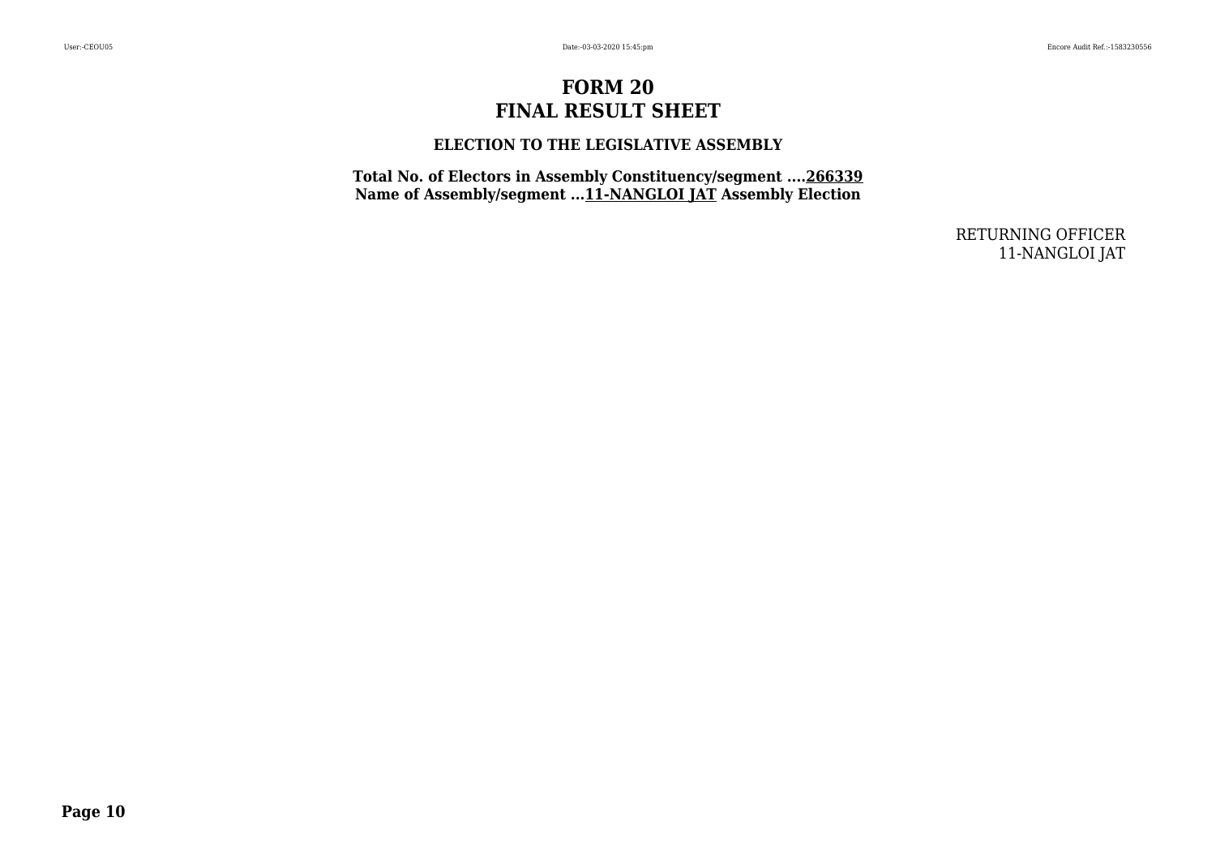# FORM 20
# FINAL RESULT SHEET

### ELECTION TO THE LEGISLATIVE ASSEMBLY

**Total No. of Electors in Assembly Constituency/segment ....266339**
**Name of Assembly/segment ...11-NANGLOI JAT Assembly Election**

RETURNING OFFICER
11-NANGLOI JAT